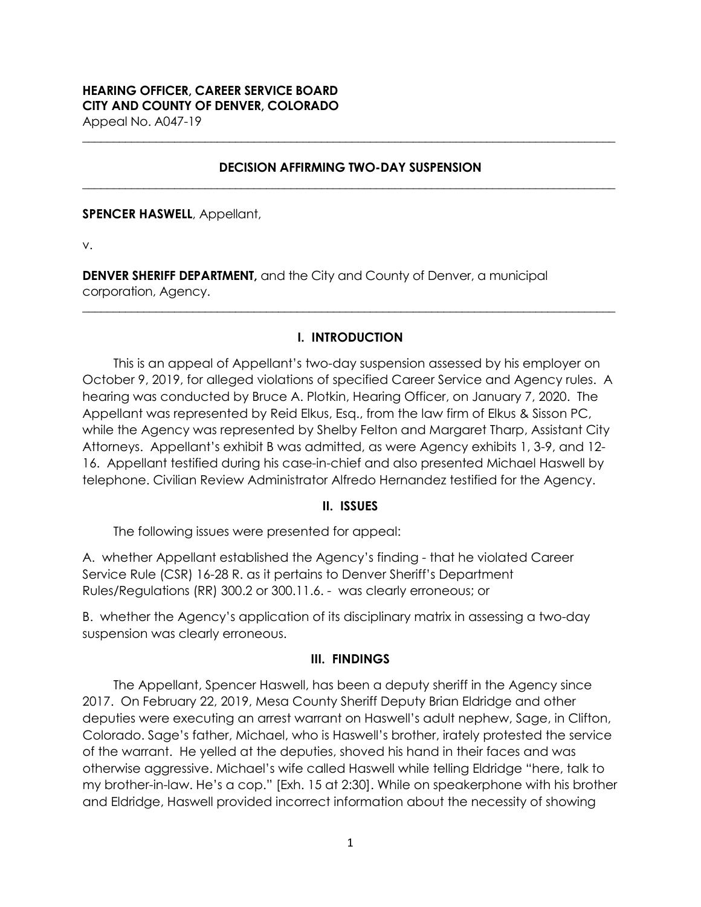**HEARING OFFICER, CAREER SERVICE BOARD**
**CITY AND COUNTY OF DENVER, COLORADO**
Appeal No. A047-19

---

## DECISION AFFIRMING TWO-DAY SUSPENSION

---

**SPENCER HASWELL**, Appellant,

v.

**DENVER SHERIFF DEPARTMENT,** and the City and County of Denver, a municipal corporation, Agency.

---

## I. INTRODUCTION

This is an appeal of Appellant's two-day suspension assessed by his employer on October 9, 2019, for alleged violations of specified Career Service and Agency rules. A hearing was conducted by Bruce A. Plotkin, Hearing Officer, on January 7, 2020. The Appellant was represented by Reid Elkus, Esq., from the law firm of Elkus & Sisson PC, while the Agency was represented by Shelby Felton and Margaret Tharp, Assistant City Attorneys. Appellant's exhibit B was admitted, as were Agency exhibits 1, 3-9, and 12-16. Appellant testified during his case-in-chief and also presented Michael Haswell by telephone. Civilian Review Administrator Alfredo Hernandez testified for the Agency.

## II. ISSUES

The following issues were presented for appeal:

A. whether Appellant established the Agency's finding - that he violated Career Service Rule (CSR) 16-28 R. as it pertains to Denver Sheriff's Department Rules/Regulations (RR) 300.2 or 300.11.6. - was clearly erroneous; or

B. whether the Agency's application of its disciplinary matrix in assessing a two-day suspension was clearly erroneous.

## III. FINDINGS

The Appellant, Spencer Haswell, has been a deputy sheriff in the Agency since 2017. On February 22, 2019, Mesa County Sheriff Deputy Brian Eldridge and other deputies were executing an arrest warrant on Haswell's adult nephew, Sage, in Clifton, Colorado. Sage's father, Michael, who is Haswell's brother, irately protested the service of the warrant. He yelled at the deputies, shoved his hand in their faces and was otherwise aggressive. Michael's wife called Haswell while telling Eldridge "here, talk to my brother-in-law. He's a cop." [Exh. 15 at 2:30]. While on speakerphone with his brother and Eldridge, Haswell provided incorrect information about the necessity of showing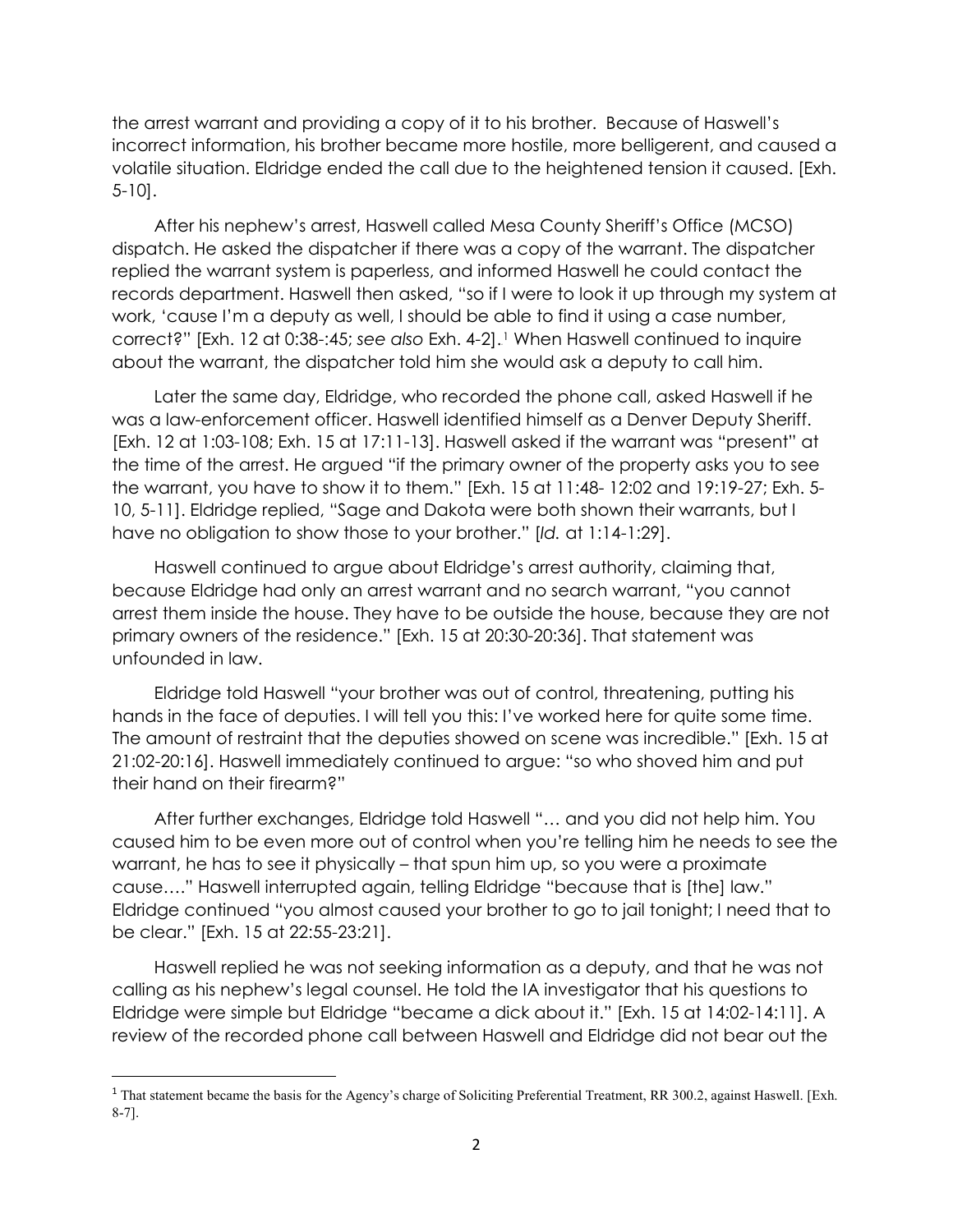the arrest warrant and providing a copy of it to his brother. Because of Haswell's incorrect information, his brother became more hostile, more belligerent, and caused a volatile situation. Eldridge ended the call due to the heightened tension it caused. [Exh. 5-10].

After his nephew's arrest, Haswell called Mesa County Sheriff's Office (MCSO) dispatch. He asked the dispatcher if there was a copy of the warrant. The dispatcher replied the warrant system is paperless, and informed Haswell he could contact the records department. Haswell then asked, "so if I were to look it up through my system at work, 'cause I'm a deputy as well, I should be able to find it using a case number, correct?" [Exh. 12 at 0:38-:45; *see also* Exh. 4-2].[1] When Haswell continued to inquire about the warrant, the dispatcher told him she would ask a deputy to call him.

Later the same day, Eldridge, who recorded the phone call, asked Haswell if he was a law-enforcement officer. Haswell identified himself as a Denver Deputy Sheriff. [Exh. 12 at 1:03-108; Exh. 15 at 17:11-13]. Haswell asked if the warrant was "present" at the time of the arrest. He argued "if the primary owner of the property asks you to see the warrant, you have to show it to them." [Exh. 15 at 11:48- 12:02 and 19:19-27; Exh. 5-10, 5-11]. Eldridge replied, "Sage and Dakota were both shown their warrants, but I have no obligation to show those to your brother." [*Id.* at 1:14-1:29].

Haswell continued to argue about Eldridge's arrest authority, claiming that, because Eldridge had only an arrest warrant and no search warrant, "you cannot arrest them inside the house. They have to be outside the house, because they are not primary owners of the residence." [Exh. 15 at 20:30-20:36]. That statement was unfounded in law.

Eldridge told Haswell "your brother was out of control, threatening, putting his hands in the face of deputies. I will tell you this: I've worked here for quite some time. The amount of restraint that the deputies showed on scene was incredible." [Exh. 15 at 21:02-20:16]. Haswell immediately continued to argue: "so who shoved him and put their hand on their firearm?"

After further exchanges, Eldridge told Haswell "… and you did not help him. You caused him to be even more out of control when you're telling him he needs to see the warrant, he has to see it physically – that spun him up, so you were a proximate cause…." Haswell interrupted again, telling Eldridge "because that is [the] law." Eldridge continued "you almost caused your brother to go to jail tonight; I need that to be clear." [Exh. 15 at 22:55-23:21].

Haswell replied he was not seeking information as a deputy, and that he was not calling as his nephew's legal counsel. He told the IA investigator that his questions to Eldridge were simple but Eldridge "became a dick about it." [Exh. 15 at 14:02-14:11]. A review of the recorded phone call between Haswell and Eldridge did not bear out the

[1] That statement became the basis for the Agency's charge of Soliciting Preferential Treatment, RR 300.2, against Haswell. [Exh. 8-7].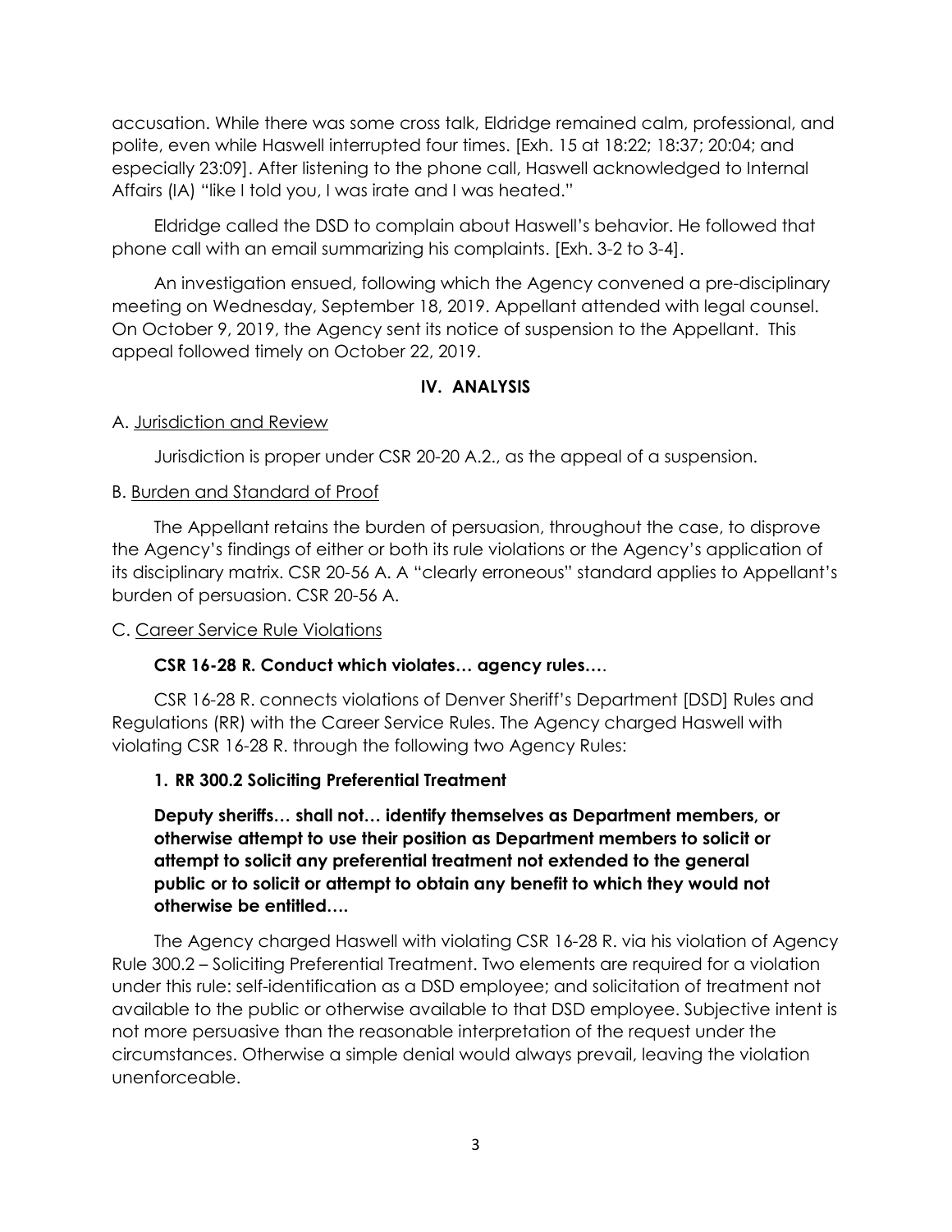accusation. While there was some cross talk, Eldridge remained calm, professional, and polite, even while Haswell interrupted four times. [Exh. 15 at 18:22; 18:37; 20:04; and especially 23:09]. After listening to the phone call, Haswell acknowledged to Internal Affairs (IA) "like I told you, I was irate and I was heated."

Eldridge called the DSD to complain about Haswell's behavior. He followed that phone call with an email summarizing his complaints. [Exh. 3-2 to 3-4].

An investigation ensued, following which the Agency convened a pre-disciplinary meeting on Wednesday, September 18, 2019. Appellant attended with legal counsel. On October 9, 2019, the Agency sent its notice of suspension to the Appellant. This appeal followed timely on October 22, 2019.

## IV. ANALYSIS

A. Jurisdiction and Review

Jurisdiction is proper under CSR 20-20 A.2., as the appeal of a suspension.

B. Burden and Standard of Proof

The Appellant retains the burden of persuasion, throughout the case, to disprove the Agency's findings of either or both its rule violations or the Agency's application of its disciplinary matrix. CSR 20-56 A. A "clearly erroneous" standard applies to Appellant's burden of persuasion. CSR 20-56 A.

C. Career Service Rule Violations

**CSR 16-28 R. Conduct which violates… agency rules….**

CSR 16-28 R. connects violations of Denver Sheriff's Department [DSD] Rules and Regulations (RR) with the Career Service Rules. The Agency charged Haswell with violating CSR 16-28 R. through the following two Agency Rules:

**1. RR 300.2 Soliciting Preferential Treatment**

**Deputy sheriffs… shall not… identify themselves as Department members, or otherwise attempt to use their position as Department members to solicit or attempt to solicit any preferential treatment not extended to the general public or to solicit or attempt to obtain any benefit to which they would not otherwise be entitled….**

The Agency charged Haswell with violating CSR 16-28 R. via his violation of Agency Rule 300.2 – Soliciting Preferential Treatment. Two elements are required for a violation under this rule: self-identification as a DSD employee; and solicitation of treatment not available to the public or otherwise available to that DSD employee. Subjective intent is not more persuasive than the reasonable interpretation of the request under the circumstances. Otherwise a simple denial would always prevail, leaving the violation unenforceable.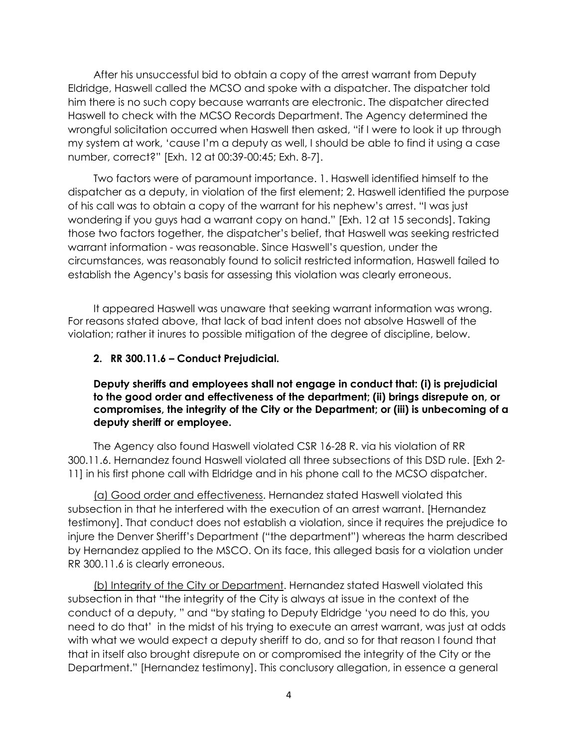After his unsuccessful bid to obtain a copy of the arrest warrant from Deputy Eldridge, Haswell called the MCSO and spoke with a dispatcher. The dispatcher told him there is no such copy because warrants are electronic. The dispatcher directed Haswell to check with the MCSO Records Department. The Agency determined the wrongful solicitation occurred when Haswell then asked, "if I were to look it up through my system at work, 'cause I'm a deputy as well, I should be able to find it using a case number, correct?" [Exh. 12 at 00:39-00:45; Exh. 8-7].

Two factors were of paramount importance. 1. Haswell identified himself to the dispatcher as a deputy, in violation of the first element; 2. Haswell identified the purpose of his call was to obtain a copy of the warrant for his nephew's arrest. "I was just wondering if you guys had a warrant copy on hand." [Exh. 12 at 15 seconds]. Taking those two factors together, the dispatcher's belief, that Haswell was seeking restricted warrant information - was reasonable. Since Haswell's question, under the circumstances, was reasonably found to solicit restricted information, Haswell failed to establish the Agency's basis for assessing this violation was clearly erroneous.

It appeared Haswell was unaware that seeking warrant information was wrong. For reasons stated above, that lack of bad intent does not absolve Haswell of the violation; rather it inures to possible mitigation of the degree of discipline, below.

**2. RR 300.11.6 – Conduct Prejudicial.**

**Deputy sheriffs and employees shall not engage in conduct that: (i) is prejudicial to the good order and effectiveness of the department; (ii) brings disrepute on, or compromises, the integrity of the City or the Department; or (iii) is unbecoming of a deputy sheriff or employee.**

The Agency also found Haswell violated CSR 16-28 R. via his violation of RR 300.11.6. Hernandez found Haswell violated all three subsections of this DSD rule. [Exh 2-11] in his first phone call with Eldridge and in his phone call to the MCSO dispatcher.

<u>(a) Good order and effectiveness</u>. Hernandez stated Haswell violated this subsection in that he interfered with the execution of an arrest warrant. [Hernandez testimony]. That conduct does not establish a violation, since it requires the prejudice to injure the Denver Sheriff's Department ("the department") whereas the harm described by Hernandez applied to the MSCO. On its face, this alleged basis for a violation under RR 300.11.6 is clearly erroneous.

<u>(b) Integrity of the City or Department</u>. Hernandez stated Haswell violated this subsection in that "the integrity of the City is always at issue in the context of the conduct of a deputy, " and "by stating to Deputy Eldridge 'you need to do this, you need to do that' in the midst of his trying to execute an arrest warrant, was just at odds with what we would expect a deputy sheriff to do, and so for that reason I found that that in itself also brought disrepute on or compromised the integrity of the City or the Department." [Hernandez testimony]. This conclusory allegation, in essence a general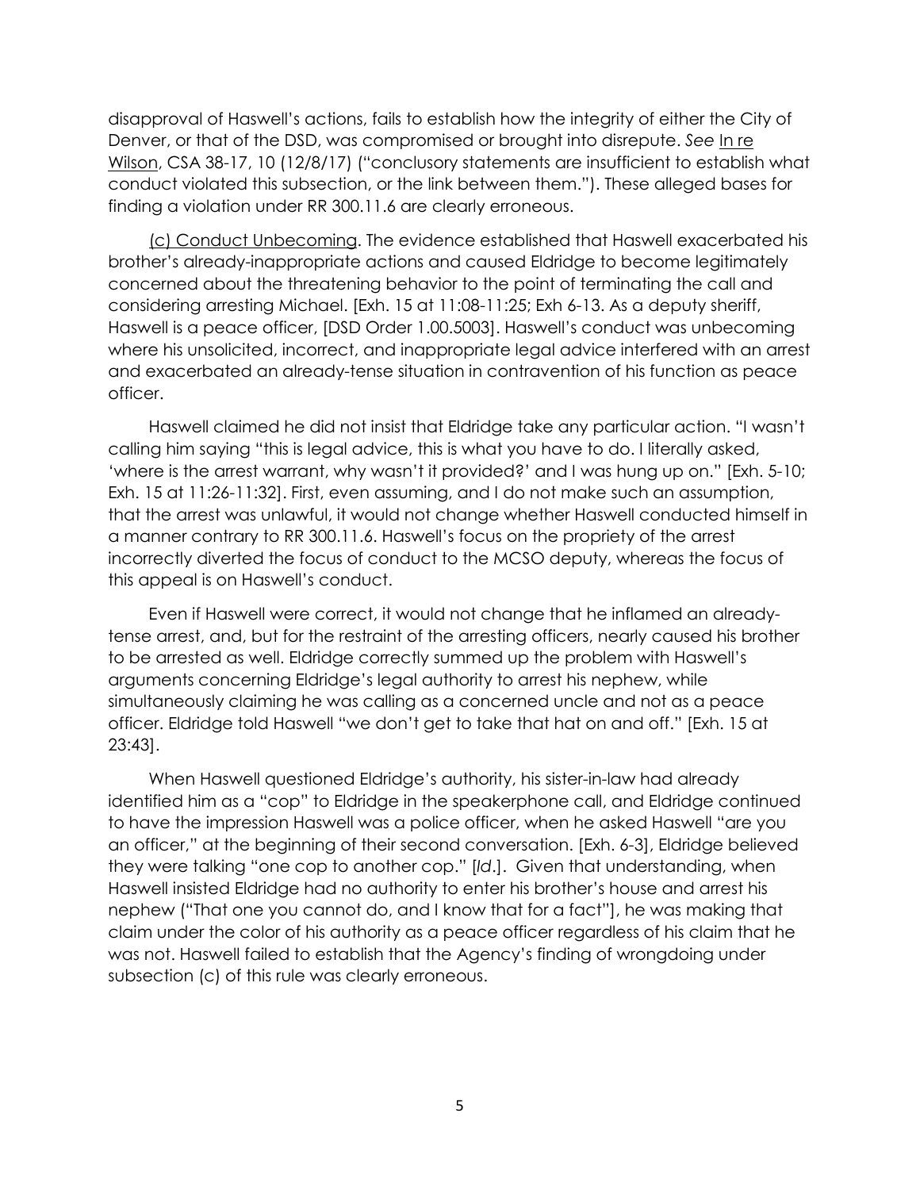disapproval of Haswell's actions, fails to establish how the integrity of either the City of Denver, or that of the DSD, was compromised or brought into disrepute. *See* In re Wilson, CSA 38-17, 10 (12/8/17) ("conclusory statements are insufficient to establish what conduct violated this subsection, or the link between them."). These alleged bases for finding a violation under RR 300.11.6 are clearly erroneous.

(c) Conduct Unbecoming. The evidence established that Haswell exacerbated his brother's already-inappropriate actions and caused Eldridge to become legitimately concerned about the threatening behavior to the point of terminating the call and considering arresting Michael. [Exh. 15 at 11:08-11:25; Exh 6-13. As a deputy sheriff, Haswell is a peace officer, [DSD Order 1.00.5003]. Haswell's conduct was unbecoming where his unsolicited, incorrect, and inappropriate legal advice interfered with an arrest and exacerbated an already-tense situation in contravention of his function as peace officer.

Haswell claimed he did not insist that Eldridge take any particular action. "I wasn't calling him saying "this is legal advice, this is what you have to do. I literally asked, 'where is the arrest warrant, why wasn't it provided?' and I was hung up on." [Exh. 5-10; Exh. 15 at 11:26-11:32]. First, even assuming, and I do not make such an assumption, that the arrest was unlawful, it would not change whether Haswell conducted himself in a manner contrary to RR 300.11.6. Haswell's focus on the propriety of the arrest incorrectly diverted the focus of conduct to the MCSO deputy, whereas the focus of this appeal is on Haswell's conduct.

Even if Haswell were correct, it would not change that he inflamed an already-tense arrest, and, but for the restraint of the arresting officers, nearly caused his brother to be arrested as well. Eldridge correctly summed up the problem with Haswell's arguments concerning Eldridge's legal authority to arrest his nephew, while simultaneously claiming he was calling as a concerned uncle and not as a peace officer. Eldridge told Haswell "we don't get to take that hat on and off." [Exh. 15 at 23:43].

When Haswell questioned Eldridge's authority, his sister-in-law had already identified him as a "cop" to Eldridge in the speakerphone call, and Eldridge continued to have the impression Haswell was a police officer, when he asked Haswell "are you an officer," at the beginning of their second conversation. [Exh. 6-3], Eldridge believed they were talking "one cop to another cop." [*Id*.]. Given that understanding, when Haswell insisted Eldridge had no authority to enter his brother's house and arrest his nephew ("That one you cannot do, and I know that for a fact"], he was making that claim under the color of his authority as a peace officer regardless of his claim that he was not. Haswell failed to establish that the Agency's finding of wrongdoing under subsection (c) of this rule was clearly erroneous.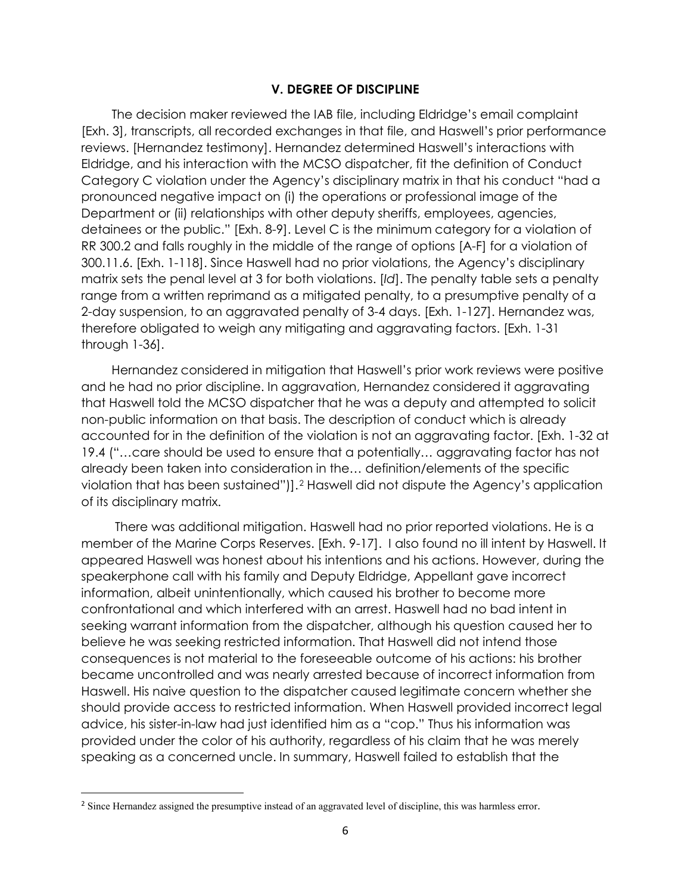## V. DEGREE OF DISCIPLINE

The decision maker reviewed the IAB file, including Eldridge's email complaint [Exh. 3], transcripts, all recorded exchanges in that file, and Haswell's prior performance reviews. [Hernandez testimony]. Hernandez determined Haswell's interactions with Eldridge, and his interaction with the MCSO dispatcher, fit the definition of Conduct Category C violation under the Agency's disciplinary matrix in that his conduct "had a pronounced negative impact on (i) the operations or professional image of the Department or (ii) relationships with other deputy sheriffs, employees, agencies, detainees or the public." [Exh. 8-9]. Level C is the minimum category for a violation of RR 300.2 and falls roughly in the middle of the range of options [A-F] for a violation of 300.11.6. [Exh. 1-118]. Since Haswell had no prior violations, the Agency's disciplinary matrix sets the penal level at 3 for both violations. [*Id*]. The penalty table sets a penalty range from a written reprimand as a mitigated penalty, to a presumptive penalty of a 2-day suspension, to an aggravated penalty of 3-4 days. [Exh. 1-127]. Hernandez was, therefore obligated to weigh any mitigating and aggravating factors. [Exh. 1-31 through 1-36].

Hernandez considered in mitigation that Haswell's prior work reviews were positive and he had no prior discipline. In aggravation, Hernandez considered it aggravating that Haswell told the MCSO dispatcher that he was a deputy and attempted to solicit non-public information on that basis. The description of conduct which is already accounted for in the definition of the violation is not an aggravating factor. [Exh. 1-32 at 19.4 ("…care should be used to ensure that a potentially… aggravating factor has not already been taken into consideration in the… definition/elements of the specific violation that has been sustained")].[2] Haswell did not dispute the Agency's application of its disciplinary matrix.

There was additional mitigation. Haswell had no prior reported violations. He is a member of the Marine Corps Reserves. [Exh. 9-17]. I also found no ill intent by Haswell. It appeared Haswell was honest about his intentions and his actions. However, during the speakerphone call with his family and Deputy Eldridge, Appellant gave incorrect information, albeit unintentionally, which caused his brother to become more confrontational and which interfered with an arrest. Haswell had no bad intent in seeking warrant information from the dispatcher, although his question caused her to believe he was seeking restricted information. That Haswell did not intend those consequences is not material to the foreseeable outcome of his actions: his brother became uncontrolled and was nearly arrested because of incorrect information from Haswell. His naive question to the dispatcher caused legitimate concern whether she should provide access to restricted information. When Haswell provided incorrect legal advice, his sister-in-law had just identified him as a "cop." Thus his information was provided under the color of his authority, regardless of his claim that he was merely speaking as a concerned uncle. In summary, Haswell failed to establish that the

[2] Since Hernandez assigned the presumptive instead of an aggravated level of discipline, this was harmless error.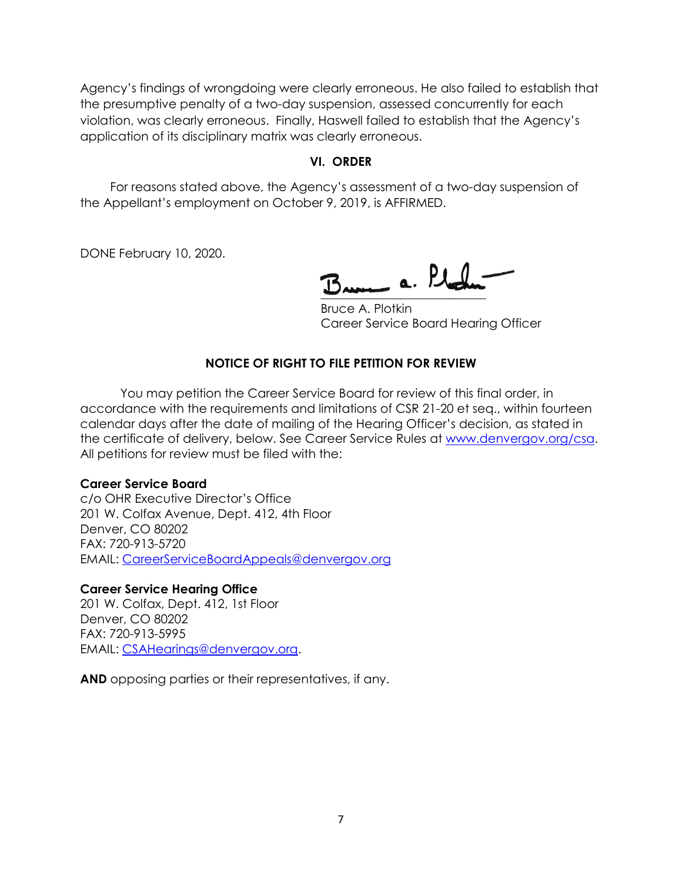Agency's findings of wrongdoing were clearly erroneous. He also failed to establish that the presumptive penalty of a two-day suspension, assessed concurrently for each violation, was clearly erroneous. Finally, Haswell failed to establish that the Agency's application of its disciplinary matrix was clearly erroneous.

## VI. ORDER

For reasons stated above, the Agency's assessment of a two-day suspension of the Appellant's employment on October 9, 2019, is AFFIRMED.

DONE February 10, 2020.

Bruce A. Plotkin
Career Service Board Hearing Officer

## NOTICE OF RIGHT TO FILE PETITION FOR REVIEW

You may petition the Career Service Board for review of this final order, in accordance with the requirements and limitations of CSR 21-20 et seq., within fourteen calendar days after the date of mailing of the Hearing Officer's decision, as stated in the certificate of delivery, below. See Career Service Rules at www.denvergov.org/csa. All petitions for review must be filed with the:

**Career Service Board**
c/o OHR Executive Director's Office
201 W. Colfax Avenue, Dept. 412, 4th Floor
Denver, CO 80202
FAX: 720-913-5720
EMAIL: CareerServiceBoardAppeals@denvergov.org

**Career Service Hearing Office**
201 W. Colfax, Dept. 412, 1st Floor
Denver, CO 80202
FAX: 720-913-5995
EMAIL: CSAHearings@denvergov.org.

**AND** opposing parties or their representatives, if any.